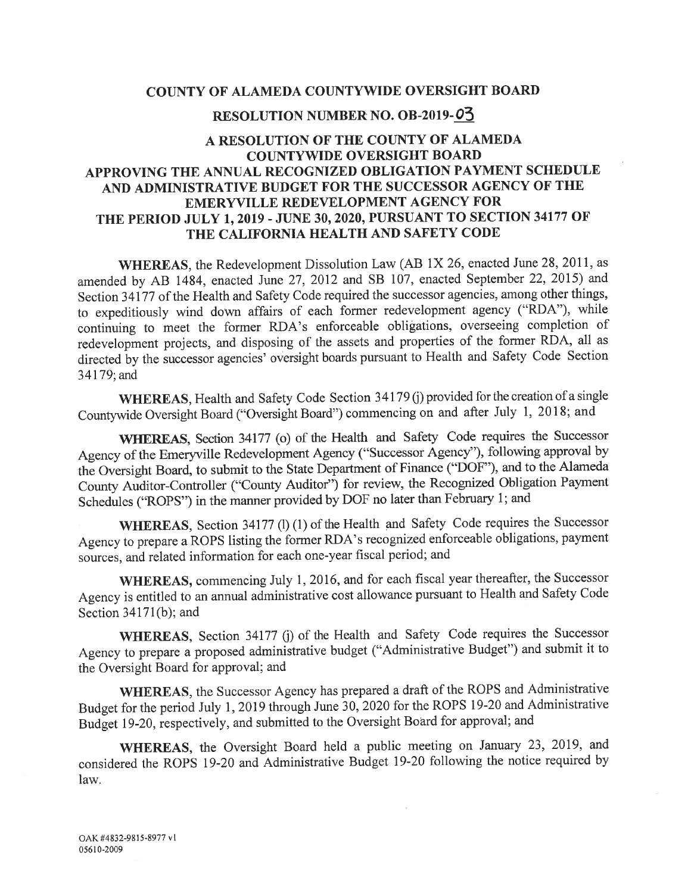# COUNTY OF ALAMEDA COUNTYWIDE OVERSIGHT BOARD

## RESOLUTION NUMBER NO. OB-2019-03

## A RESOLUTION OF THE COUNTY OF ALAMEDA COUNTYWIDE OVERSIGHT BOARD APPROVING THE ANNUAL RECOGNIZED OBLIGATION PAYMENT SCHEDULE AND ADMINISTRATIVE BUDGET FOR THE SUCCESSOR AGENCY OF THE EMERYVILLE REDEVELOPMENT AGENCY FOR THE PERIOD JULY 1, 2019 - JUNE 30, 2020, PURSUANT TO SECTION 34177 OF THE CALIFORNIA HEALTH AND SAFETY CODE

**WHEREAS**, the Redevelopment Dissolution Law (AB 1X 26, enacted June 28, 2011, as amended by AB 1484, enacted June 27, 2012 and SB 107, enacted September 22, 2015) and Section 34177 of the Health and Safety Code required the successor agencies, among other things, to expeditiously wind down affairs of each former redevelopment agency ("RDA"), while continuing to meet the former RDA's enforceable obligations, overseeing completion of redevelopment projects, and disposing of the assets and properties of the former RDA, all as directed by the successor agencies' oversight boards pursuant to Health and Safety Code Section 34179; and

**WHEREAS**, Health and Safety Code Section 34179 (j) provided for the creation of a single Countywide Oversight Board ("Oversight Board") commencing on and after July 1, 2018; and

**WHEREAS**, Section 34177 (o) of the Health and Safety Code requires the Successor Agency of the Emeryville Redevelopment Agency ("Successor Agency"), following approval by the Oversight Board, to submit to the State Department of Finance ("DOF"), and to the Alameda County Auditor-Controller ("County Auditor") for review, the Recognized Obligation Payment Schedules ("ROPS") in the manner provided by DOF no later than February 1; and

**WHEREAS**, Section 34177 (l) (1) of the Health and Safety Code requires the Successor Agency to prepare a ROPS listing the former RDA's recognized enforceable obligations, payment sources, and related information for each one-year fiscal period; and

**WHEREAS,** commencing July 1, 2016, and for each fiscal year thereafter, the Successor Agency is entitled to an annual administrative cost allowance pursuant to Health and Safety Code Section 34171(b); and

**WHEREAS**, Section 34177 (j) of the Health and Safety Code requires the Successor Agency to prepare a proposed administrative budget ("Administrative Budget") and submit it to the Oversight Board for approval; and

**WHEREAS**, the Successor Agency has prepared a draft of the ROPS and Administrative Budget for the period July 1, 2019 through June 30, 2020 for the ROPS 19-20 and Administrative Budget 19-20, respectively, and submitted to the Oversight Board for approval; and

**WHEREAS**, the Oversight Board held a public meeting on January 23, 2019, and considered the ROPS 19-20 and Administrative Budget 19-20 following the notice required by law.

OAK #4832-9815-8977 v1
05610-2009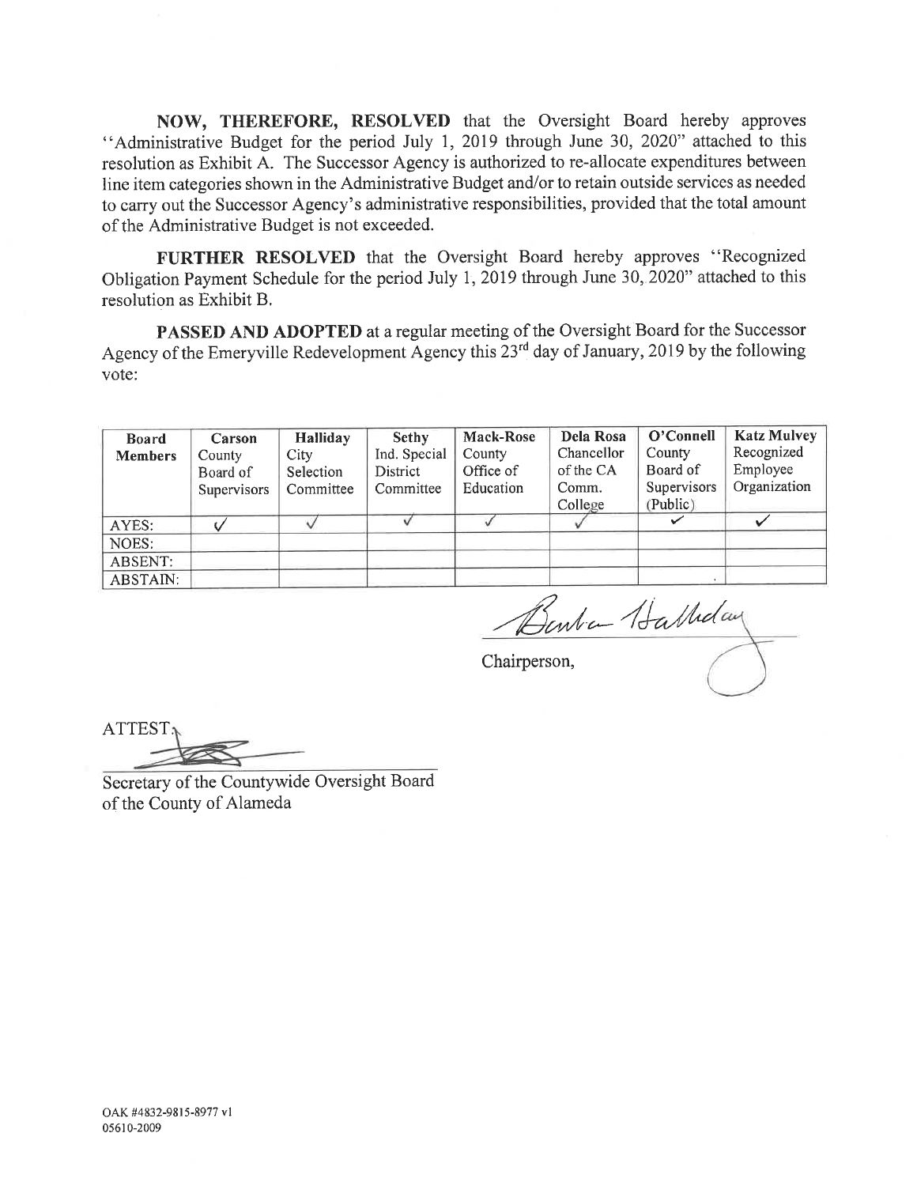**NOW, THEREFORE, RESOLVED** that the Oversight Board hereby approves "Administrative Budget for the period July 1, 2019 through June 30, 2020" attached to this resolution as Exhibit A. The Successor Agency is authorized to re-allocate expenditures between line item categories shown in the Administrative Budget and/or to retain outside services as needed to carry out the Successor Agency's administrative responsibilities, provided that the total amount of the Administrative Budget is not exceeded.

**FURTHER RESOLVED** that the Oversight Board hereby approves "Recognized Obligation Payment Schedule for the period July 1, 2019 through June 30, 2020" attached to this resolution as Exhibit B.

**PASSED AND ADOPTED** at a regular meeting of the Oversight Board for the Successor Agency of the Emeryville Redevelopment Agency this 23rd day of January, 2019 by the following vote:

| **Board Members** | **Carson** County Board of Supervisors | **Halliday** City Selection Committee | **Sethy** Ind. Special District Committee | **Mack-Rose** County Office of Education | **Dela Rosa** Chancellor of the CA Comm. College | **O'Connell** County Board of Supervisors (Public) | **Katz Mulvey** Recognized Employee Organization |
|---|---|---|---|---|---|---|---|
| AYES: | ✓ | ✓ | ✓ | ✓ | ✓ | ✓ | ✓ |
| NOES: | | | | | | | |
| ABSENT: | | | | | | | |
| ABSTAIN: | | | | | | | |

Chairperson,

ATTEST:

Secretary of the Countywide Oversight Board
of the County of Alameda

OAK #4832-9815-8977 v1
05610-2009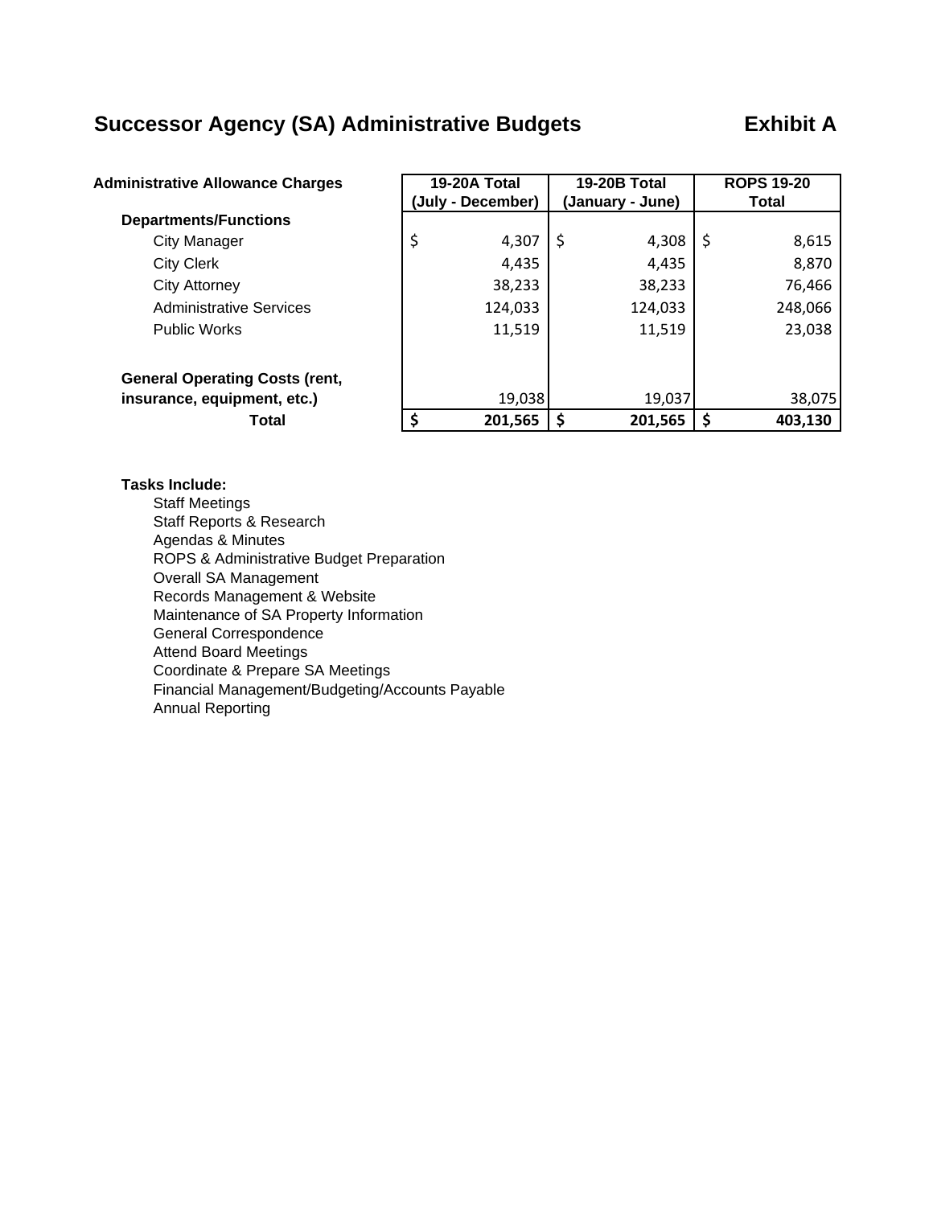# Successor Agency (SA) Administrative Budgets

**Exhibit A**

| Administrative Allowance Charges | 19-20A Total (July - December) | 19-20B Total (January - June) | ROPS 19-20 Total |
|---|---|---|---|
| **Departments/Functions** | | | |
| City Manager | $ 4,307 | $ 4,308 | $ 8,615 |
| City Clerk | 4,435 | 4,435 | 8,870 |
| City Attorney | 38,233 | 38,233 | 76,466 |
| Administrative Services | 124,033 | 124,033 | 248,066 |
| Public Works | 11,519 | 11,519 | 23,038 |
| **General Operating Costs (rent, insurance, equipment, etc.)** | 19,038 | 19,037 | 38,075 |
| **Total** | **$ 201,565** | **$ 201,565** | **$ 403,130** |

**Tasks Include:**

- Staff Meetings
- Staff Reports & Research
- Agendas & Minutes
- ROPS & Administrative Budget Preparation
- Overall SA Management
- Records Management & Website
- Maintenance of SA Property Information
- General Correspondence
- Attend Board Meetings
- Coordinate & Prepare SA Meetings
- Financial Management/Budgeting/Accounts Payable
- Annual Reporting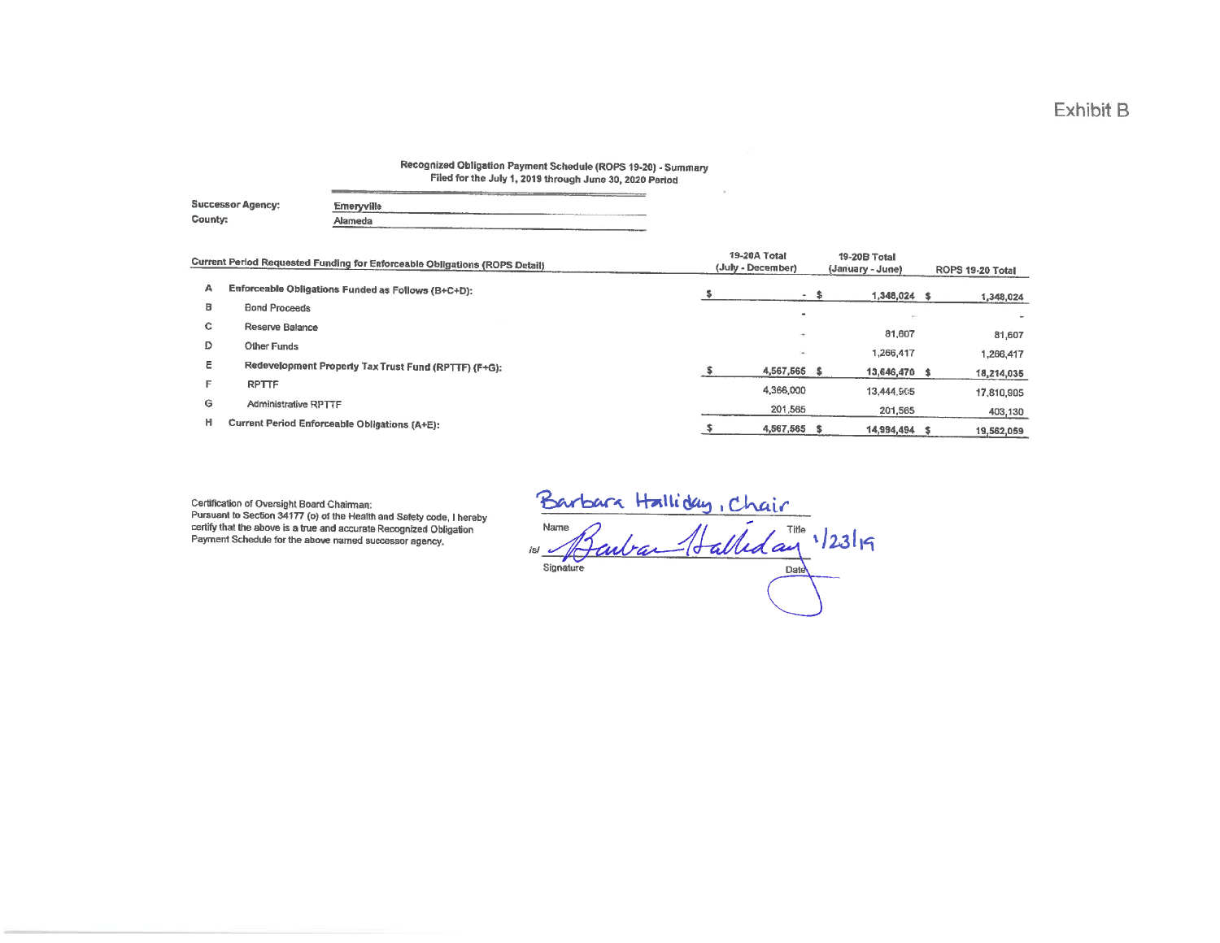Exhibit B

## Recognized Obligation Payment Schedule (ROPS 19-20) - Summary
Filed for the July 1, 2019 through June 30, 2020 Period

**Successor Agency:** Emeryville
**County:** Alameda

| | Current Period Requested Funding for Enforceable Obligations (ROPS Detail) | 19-20A Total (July - December) | 19-20B Total (January - June) | ROPS 19-20 Total |
|---|---|---|---|---|
| A | **Enforceable Obligations Funded as Follows (B+C+D):** | $ - | $ 1,348,024 | $ 1,348,024 |
| B | Bond Proceeds | - | - | - |
| C | Reserve Balance | - | 81,607 | 81,607 |
| D | Other Funds | - | 1,266,417 | 1,266,417 |
| E | **Redevelopment Property Tax Trust Fund (RPTTF) (F+G):** | $ 4,567,565 | $ 13,646,470 | $ 18,214,035 |
| F | RPTTF | 4,366,000 | 13,444,905 | 17,810,905 |
| G | Administrative RPTTF | 201,565 | 201,565 | 403,130 |
| H | **Current Period Enforceable Obligations (A+E):** | $ 4,567,565 | $ 14,994,494 | $ 19,562,059 |

Certification of Oversight Board Chairman:
Pursuant to Section 34177 (o) of the Health and Safety code, I hereby certify that the above is a true and accurate Recognized Obligation Payment Schedule for the above named successor agency.

Barbara Halliday, Chair

Name Title

/s/ Barbara Halliday 1/23/19

Signature Date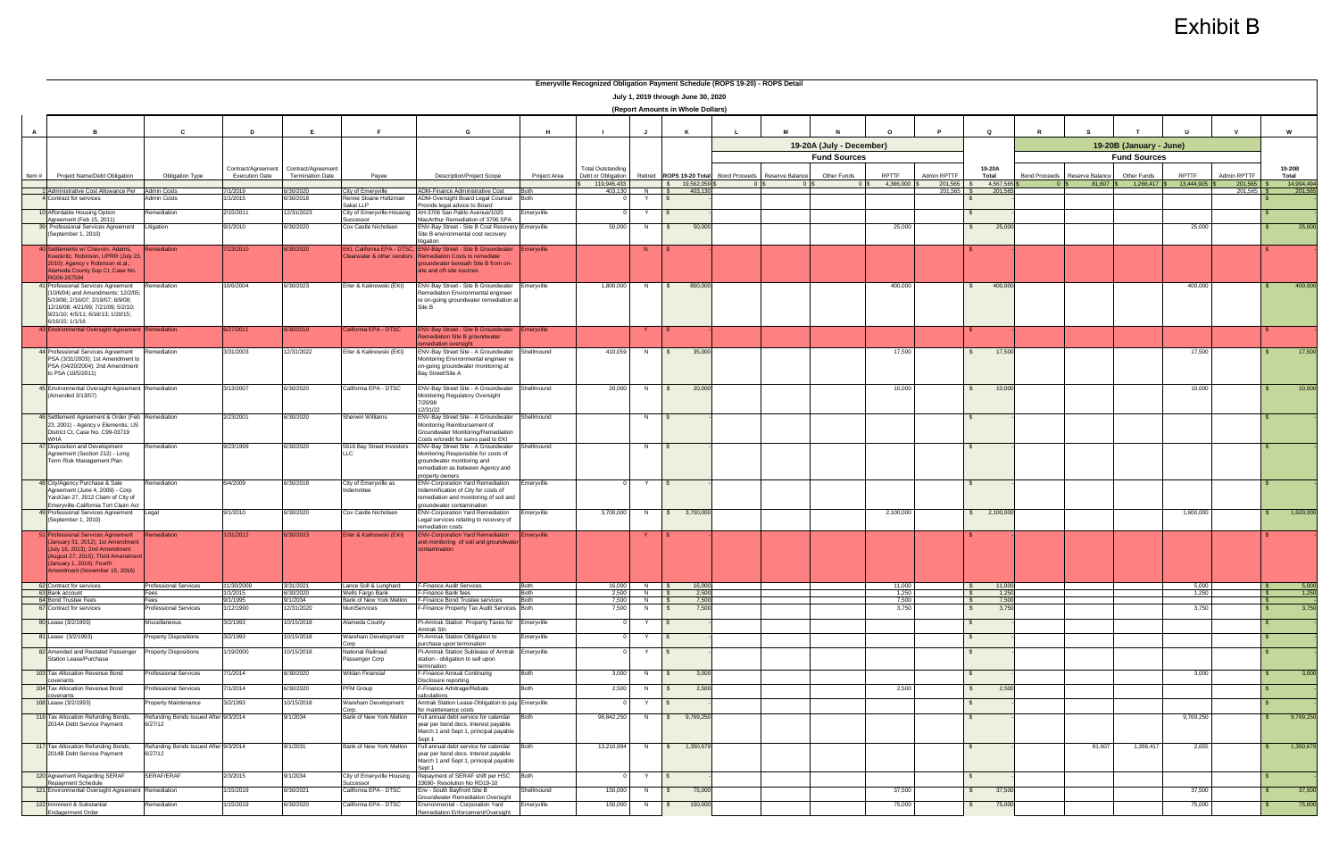# Exhibit B

**Emeryville Recognized Obligation Payment Schedule (ROPS 19-20) - ROPS Detail**

**July 1, 2019 through June 30, 2020**

**(Report Amounts in Whole Dollars)**

| A | B | C | D | E | F | G | H | I | J | K | L | M | N | O | P | Q | R | S | T | U | V | W |
|---|---|---|---|---|---|---|---|---|---|---|---|---|---|---|---|---|---|---|---|---|---|---|
| | | | | | | | | | | | 19-20A (July - December) | | | | | | 19-20B (January - June) | | | | | |
| | | | | | | | | | | | Fund Sources | | | | | | Fund Sources | | | | | |
| Item # | Project Name/Debt Obligation | Obligation Type | Contract/Agreement Execution Date | Contract/Agreement Termination Date | Payee | Description/Project Scope | Project Area | Total Outstanding Debt or Obligation | Retired | ROPS 19-20 Total | Bond Proceeds | Reserve Balance | Other Funds | RPTTF | Admin RPTTF | 19-20A Total | Bond Proceeds | Reserve Balance | Other Funds | RPTTF | Admin RPTTF | 19-20B Total |
| | | | | | | | | $ 119,945,433 | | $ 19,562,059 | $ 0 | $ 0 | $ 0 | $ 4,366,000 | $ 201,565 | $ 4,567,565 | $ 0 | $ 81,607 | $ 1,266,417 | $ 13,444,905 | $ 201,565 | $ 14,994,494 |
| 3 | Administrative Cost Allowance Per | Admin Costs | 7/1/2019 | 6/30/2020 | City of Emeryville | ADM-Finance Administrative Cost | Both | 403,130 | N | $ 403,130 | | | | | 201,565 | $ 201,565 | | | | | 201,565 | $ 201,565 |
| 4 | Contract for services | Admin Costs | 1/1/2015 | 6/30/2018 | Renne Sloane Holtzman Sakai LLP | ADM-Oversight Board Legal Counsel Provide legal advice to Board | Both | 0 | Y | $ - | | | | | | $ - | | | | | | $ - |
| 10 | Affordable Housing Option Agreement (Feb 15, 2011) | Remediation | 2/15/2011 | 12/31/2023 | City of Emeryville-Housing Successor | AH-3706 San Pablo Avenue/1025 MacArthur Remediation of 3706 SPA | Emeryville | 0 | Y | $ - | | | | | | $ - | | | | | | $ - |
| 39 | Professional Services Agreement (September 1, 2010) | Litigation | 9/1/2010 | 6/30/2020 | Cox Castle Nicholson | ENV-Bay Street - Site B Cost Recovery Site B environmental cost recovery litigation | Emeryville | 50,000 | N | $ 50,000 | | | | 25,000 | | $ 25,000 | | | | 25,000 | | $ 25,000 |
| 40 | Settlements w/ Chevron, Adams, Koeckritz, Robinson, UPRR (July 23, 2010); Agency v Robinson et.al.; Alameda County Sup Ct, Case No. RG06-267594 | Remediation | 7/23/2010 | 6/30/2020 | EKI, California EPA - DTSC, Clearwater & other vendors | ENV-Bay Street - Site B Groundwater Remediation Costs to remediate groundwater beneath Site B from on-site and off-site sources | Emeryville | | N | $ - | | | | | | $ - | | | | | | $ - |
| 41 | Professional Services Agreement (10/6/04) and Amendments; 12/2/05; 5/19/06; 2/16/07; 2/19/07; 6/9/08; 12/16/08; 4/21/09; 7/21/09; 5/2/10; 9/21/10; 4/5/11; 6/18/13; 1/20/15; 6/16/15; 1/1/16 | Remediation | 10/6/2004 | 6/30/2023 | Erler & Kalinowski (EKI) | ENV-Bay Street - Site B Groundwater Remediation Environmental engineer re on-going groundwater remediation at Site B | Emeryville | 1,800,000 | N | $ 800,000 | | | | 400,000 | | $ 400,000 | | | | 400,000 | | $ 400,000 |
| 43 | Environmental Oversight Agreement | Remediation | 6/27/2011 | 6/30/2019 | California EPA - DTSC | ENV-Bay Street - Site B Groundwater Remediation Site B groundwater remediation oversight | Emeryville | | Y | $ - | | | | | | $ - | | | | | | $ - |
| 44 | Professional Services Agreement PSA (3/31/2003); 1st Amendment to PSA (04/20/2004); 2nd Amendment to PSA (10/5/2011) | Remediation | 3/31/2003 | 12/31/2022 | Erler & Kalinowski (EKI) | ENV-Bay Street Site - A Groundwater Monitoring Environmental engineer re on-going groundwater monitoring at Bay Street/Site A | Shellmound | 410,059 | N | $ 35,000 | | | | 17,500 | | $ 17,500 | | | | 17,500 | | $ 17,500 |
| 45 | Environmental Oversight Agreement (Amended 3/13/07) | Remediation | 3/13/2007 | 6/30/2020 | California EPA - DTSC | ENV-Bay Street Site - A Groundwater Monitoring Regulatory Oversight 7/28/98 12/31/22 | Shellmound | 20,000 | N | $ 20,000 | | | | 10,000 | | $ 10,000 | | | | 10,000 | | $ 10,000 |
| 46 | Settlement Agreement & Order (Feb 23, 2001) - Agency v Elementis; US District Ct, Case No. C99-03719 WHA | Remediation | 2/23/2001 | 6/30/2020 | Sherwin Williams | ENV-Bay Street Site - A Groundwater Monitoring Reimbursement of Groundwater Monitoring/Remediation Costs w/credit for sums paid to EKI | Shellmound | | N | $ - | | | | | | $ - | | | | | | $ - |
| 47 | Disposition and Development Agreement (Section 212) - Long Term Risk Management Plan | Remediation | 9/23/1999 | 6/30/2020 | 5616 Bay Street Investors LLC | ENV-Bay Street Site - A Groundwater Monitoring Responsible for costs of groundwater monitoring and remediation as between Agency and property owners | Shellmound | | N | $ - | | | | | | $ - | | | | | | $ - |
| 48 | City/Agency Purchase & Sale Agreement (June 4, 2009) - Corp Yard/Jan 27, 2012 Claim of City of Emeryville-California Tort Claim Act | Remediation | 6/4/2009 | 6/30/2018 | City of Emeryville as Indemnitee | ENV-Corporation Yard Remediation Indemnification of City for costs of remediation and monitoring of soil and groundwater contamination | Emeryville | 0 | Y | $ - | | | | | | $ - | | | | | | $ - |
| 49 | Professional Services Agreement (September 1, 2010) | Legal | 9/1/2010 | 6/30/2020 | Cox Castle Nicholson | ENV-Corporation Yard Remediation Legal services relating to recovery of remediation costs | Emeryville | 3,700,000 | N | $ 3,700,000 | | | | 2,100,000 | | $ 2,100,000 | | | | 1,600,000 | | $ 1,600,000 |
| 51 | Professional Services Agreement (January 31, 2012); 1st Amendment (July 16, 2013); 2nd Amendment (August 27, 2015); Third Amendment (January 1, 2016); Fourth Amendment (November 15, 2016) | Remediation | 1/31/2012 | 6/30/2023 | Erler & Kalinowski (EKI) | ENV-Corporation Yard Remediation and monitoring of soil and groundwater contamination | Emeryville | | Y | $ - | | | | | | $ - | | | | | | $ - |
| 62 | Contract for services | Professional Services | 11/30/2009 | 3/31/2021 | Lance Soll & Lunghard | F-Finance Audit Services | Both | 16,000 | N | $ 16,000 | | | | 11,000 | | $ 11,000 | | | | 5,000 | | $ 5,000 |
| 63 | Bank account | Fees | 1/1/2015 | 6/30/2020 | Wells Fargo Bank | F-Finance Bank fees | Both | 2,500 | N | $ 2,500 | | | | 1,250 | | $ 1,250 | | | | 1,250 | | $ 1,250 |
| 64 | Bond Trustee Fees | Fees | 9/1/1995 | 9/1/2034 | Bank of New York Mellon | F-Finance Bond Trustee services | Both | 7,500 | N | $ 7,500 | | | | 7,500 | | $ 7,500 | | | | | | $ - |
| 67 | Contract for services | Professional Services | 1/12/1990 | 12/31/2020 | MuniServices | F-Finance Property Tax Audit Services | Both | 7,500 | N | $ 7,500 | | | | 3,750 | | $ 3,750 | | | | 3,750 | | $ 3,750 |
| 80 | Lease (3/2/1993) | Miscellaneous | 3/2/1993 | 10/15/2018 | Alameda County | PI-Amtrak Station Property Taxes for Amtrak Stn | Emeryville | 0 | Y | $ - | | | | | | $ - | | | | | | $ - |
| 81 | Lease (3/2/1993) | Property Dispositions | 3/2/1993 | 10/15/2018 | Wareham Development Corp | PI-Amtrak Station Obligation to purchase upon termination | Emeryville | 0 | Y | $ - | | | | | | $ - | | | | | | $ - |
| 82 | Amended and Restated Passenger Station Lease/Purchase | Property Dispositions | 1/19/2000 | 10/15/2018 | National Railroad Passenger Corp | PI-Amtrak Station Sublease of Amtrak station - obligation to sell upon termination | Emeryville | 0 | Y | $ - | | | | | | $ - | | | | | | $ - |
| 103 | Tax Allocation Revenue Bond covenants | Professional Services | 7/1/2014 | 6/30/2020 | Wildan Financial | F-Finance Annual Continuing Disclosure reporting | Both | 3,000 | N | $ 3,000 | | | | | | $ - | | | | 3,000 | | $ 3,000 |
| 104 | Tax Allocation Revenue Bond covenants | Professional Services | 7/1/2014 | 6/30/2020 | PFM Group | F-Finance Arbitrage/Rebate calculations | Both | 2,500 | N | $ 2,500 | | | | 2,500 | | $ 2,500 | | | | | | $ - |
| 108 | Lease (3/2/1993) | Property Maintenance | 3/2/1993 | 10/15/2018 | Wareham Development Corp. | Amtrak Station Lease-Obligation to pay for maintenance costs | Emeryville | 0 | Y | $ - | | | | | | $ - | | | | | | $ - |
| 116 | Tax Allocation Refunding Bonds, 2014A Debt Service Payment | Refunding Bonds Issued After 6/27/12 | 9/3/2014 | 9/1/2034 | Bank of New York Mellon | Full annual debt service for calendar year per bond docs. Interest payable March 1 and Sept 1, principal payable Sept 1 | Both | 96,842,250 | N | $ 9,769,250 | | | | | | $ - | | | | 9,769,250 | | $ 9,769,250 |
| 117 | Tax Allocation Refunding Bonds, 2014B Debt Service Payment | Refunding Bonds Issued After 6/27/12 | 9/3/2014 | 9/1/2031 | Bank of New York Mellon | Full annual debt service for calendar year per bond docs. Interest payable March 1 and Sept 1, principal payable Sept 1 | Both | 13,210,994 | N | $ 1,350,679 | | | | | | $ - | | 81,607 | 1,266,417 | 2,655 | | $ 1,350,679 |
| 120 | Agreement Regarding SERAF Repayment Schedule | SERAF/ERAF | 2/3/2015 | 9/1/2034 | City of Emeryville Housing Successor | Repayment of SERAF shift per HSC 33690- Resolution No RD19-10 | Both | 0 | Y | $ - | | | | | | $ - | | | | | | $ - |
| 121 | Environmental Oversight Agreement | Remediation | 1/15/2019 | 6/30/2021 | California EPA - DTSC | Env - South Bayfront Site B Groundwater Remediation Oversight | Shellmound | 150,000 | N | $ 75,000 | | | | 37,500 | | $ 37,500 | | | | 37,500 | | $ 37,500 |
| 122 | Imminent & Substantial Endagerment Order | Remediation | 1/15/2019 | 6/30/2020 | California EPA - DTSC | Environmental - Corporation Yard Remediation Enforcement/Oversight | Emeryville | 150,000 | N | $ 150,000 | | | | 75,000 | | $ 75,000 | | | | 75,000 | | $ 75,000 |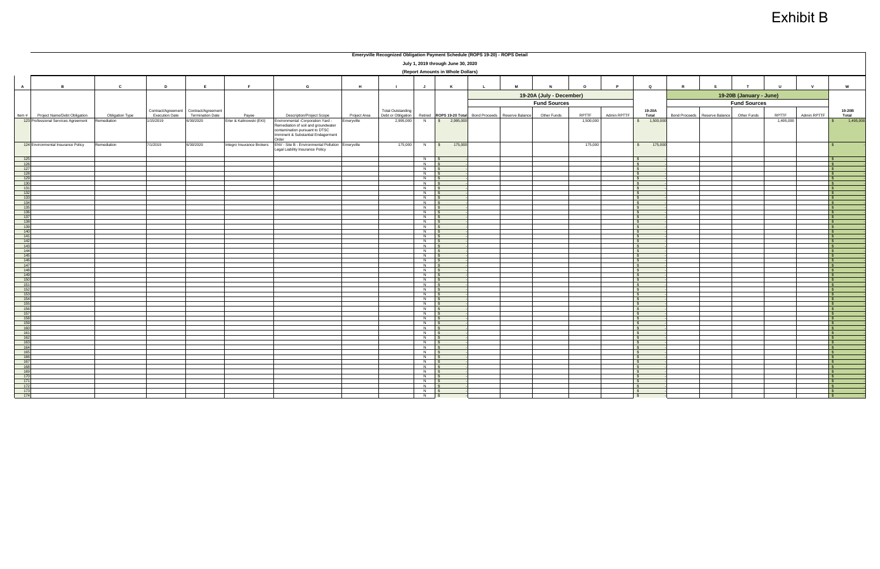# Exhibit B

**Emeryville Recognized Obligation Payment Schedule (ROPS 19-20) - ROPS Detail**

**July 1, 2019 through June 30, 2020**

**(Report Amounts in Whole Dollars)**

| A | B | C | D | E | F | G | H | I | J | K | L | M | N | O | P | Q | R | S | T | U | V | W |
|---|---|---|---|---|---|---|---|---|---|---|---|---|---|---|---|---|---|---|---|---|---|---|
| | | | | | | | | | | | 19-20A (July - December) | | | | | | 19-20B (January - June) | | | | | |
| | | | | | | | | | | | Fund Sources | | | | | | Fund Sources | | | | | |
| Item # | Project Name/Debt Obligation | Obligation Type | Contract/Agreement Execution Date | Contract/Agreement Termination Date | Payee | Description/Project Scope | Project Area | Total Outstanding Debt or Obligation | Retired | ROPS 19-20 Total | Bond Proceeds | Reserve Balance | Other Funds | RPTTF | Admin RPTTF | 19-20A Total | Bond Proceeds | Reserve Balance | Other Funds | RPTTF | Admin RPTTF | 19-20B Total |
| 123 | Professional Services Agreement | Remediation | 1/15/2019 | 6/30/2020 | Erler & Kalinowski (EKI) | Environmental -Corporation Yard - Remediation of soil and groundwater contamination pursuant to DTSC Imminent & Substantial Endagerment Order | Emeryville | 2,995,000 | N | $ 2,995,000 | | | | 1,500,000 | | $ 1,500,000 | | | | 1,495,000 | | $ 1,495,000 |
| 124 | Environmental Insurance Policy | Remediation | 7/1/2019 | 6/30/2020 | Integro Insurance Brokers | ENV - Site B - Environmental Pollution Legal Liability Insurance Policy | Emeryville | 175,000 | N | $ 175,000 | | | | 175,000 | | $ 175,000 | | | | | | $ - |
| 125 | | | | | | | | | N | $ - | | | | | | $ - | | | | | | $ - |
| 126 | | | | | | | | | N | $ - | | | | | | $ - | | | | | | $ - |
| 127 | | | | | | | | | N | $ - | | | | | | $ - | | | | | | $ - |
| 128 | | | | | | | | | N | $ - | | | | | | $ - | | | | | | $ - |
| 129 | | | | | | | | | N | $ - | | | | | | $ - | | | | | | $ - |
| 130 | | | | | | | | | N | $ - | | | | | | $ - | | | | | | $ - |
| 131 | | | | | | | | | N | $ - | | | | | | $ - | | | | | | $ - |
| 132 | | | | | | | | | N | $ - | | | | | | $ - | | | | | | $ - |
| 133 | | | | | | | | | N | $ - | | | | | | $ - | | | | | | $ - |
| 134 | | | | | | | | | N | $ - | | | | | | $ - | | | | | | $ - |
| 135 | | | | | | | | | N | $ - | | | | | | $ - | | | | | | $ - |
| 136 | | | | | | | | | N | $ - | | | | | | $ - | | | | | | $ - |
| 137 | | | | | | | | | N | $ - | | | | | | $ - | | | | | | $ - |
| 138 | | | | | | | | | N | $ - | | | | | | $ - | | | | | | $ - |
| 139 | | | | | | | | | N | $ - | | | | | | $ - | | | | | | $ - |
| 140 | | | | | | | | | N | $ - | | | | | | $ - | | | | | | $ - |
| 141 | | | | | | | | | N | $ - | | | | | | $ - | | | | | | $ - |
| 142 | | | | | | | | | N | $ - | | | | | | $ - | | | | | | $ - |
| 143 | | | | | | | | | N | $ - | | | | | | $ - | | | | | | $ - |
| 144 | | | | | | | | | N | $ - | | | | | | $ - | | | | | | $ - |
| 145 | | | | | | | | | N | $ - | | | | | | $ - | | | | | | $ - |
| 146 | | | | | | | | | N | $ - | | | | | | $ - | | | | | | $ - |
| 147 | | | | | | | | | N | $ - | | | | | | $ - | | | | | | $ - |
| 148 | | | | | | | | | N | $ - | | | | | | $ - | | | | | | $ - |
| 149 | | | | | | | | | N | $ - | | | | | | $ - | | | | | | $ - |
| 150 | | | | | | | | | N | $ - | | | | | | $ - | | | | | | $ - |
| 151 | | | | | | | | | N | $ - | | | | | | $ - | | | | | | $ - |
| 152 | | | | | | | | | N | $ - | | | | | | $ - | | | | | | $ - |
| 153 | | | | | | | | | N | $ - | | | | | | $ - | | | | | | $ - |
| 154 | | | | | | | | | N | $ - | | | | | | $ - | | | | | | $ - |
| 155 | | | | | | | | | N | $ - | | | | | | $ - | | | | | | $ - |
| 156 | | | | | | | | | N | $ - | | | | | | $ - | | | | | | $ - |
| 157 | | | | | | | | | N | $ - | | | | | | $ - | | | | | | $ - |
| 158 | | | | | | | | | N | $ - | | | | | | $ - | | | | | | $ - |
| 159 | | | | | | | | | N | $ - | | | | | | $ - | | | | | | $ - |
| 160 | | | | | | | | | N | $ - | | | | | | $ - | | | | | | $ - |
| 161 | | | | | | | | | N | $ - | | | | | | $ - | | | | | | $ - |
| 162 | | | | | | | | | N | $ - | | | | | | $ - | | | | | | $ - |
| 163 | | | | | | | | | N | $ - | | | | | | $ - | | | | | | $ - |
| 164 | | | | | | | | | N | $ - | | | | | | $ - | | | | | | $ - |
| 165 | | | | | | | | | N | $ - | | | | | | $ - | | | | | | $ - |
| 166 | | | | | | | | | N | $ - | | | | | | $ - | | | | | | $ - |
| 167 | | | | | | | | | N | $ - | | | | | | $ - | | | | | | $ - |
| 168 | | | | | | | | | N | $ - | | | | | | $ - | | | | | | $ - |
| 169 | | | | | | | | | N | $ - | | | | | | $ - | | | | | | $ - |
| 170 | | | | | | | | | N | $ - | | | | | | $ - | | | | | | $ - |
| 171 | | | | | | | | | N | $ - | | | | | | $ - | | | | | | $ - |
| 172 | | | | | | | | | N | $ - | | | | | | $ - | | | | | | $ - |
| 173 | | | | | | | | | N | $ - | | | | | | $ - | | | | | | $ - |
| 174 | | | | | | | | | N | $ - | | | | | | $ - | | | | | | $ - |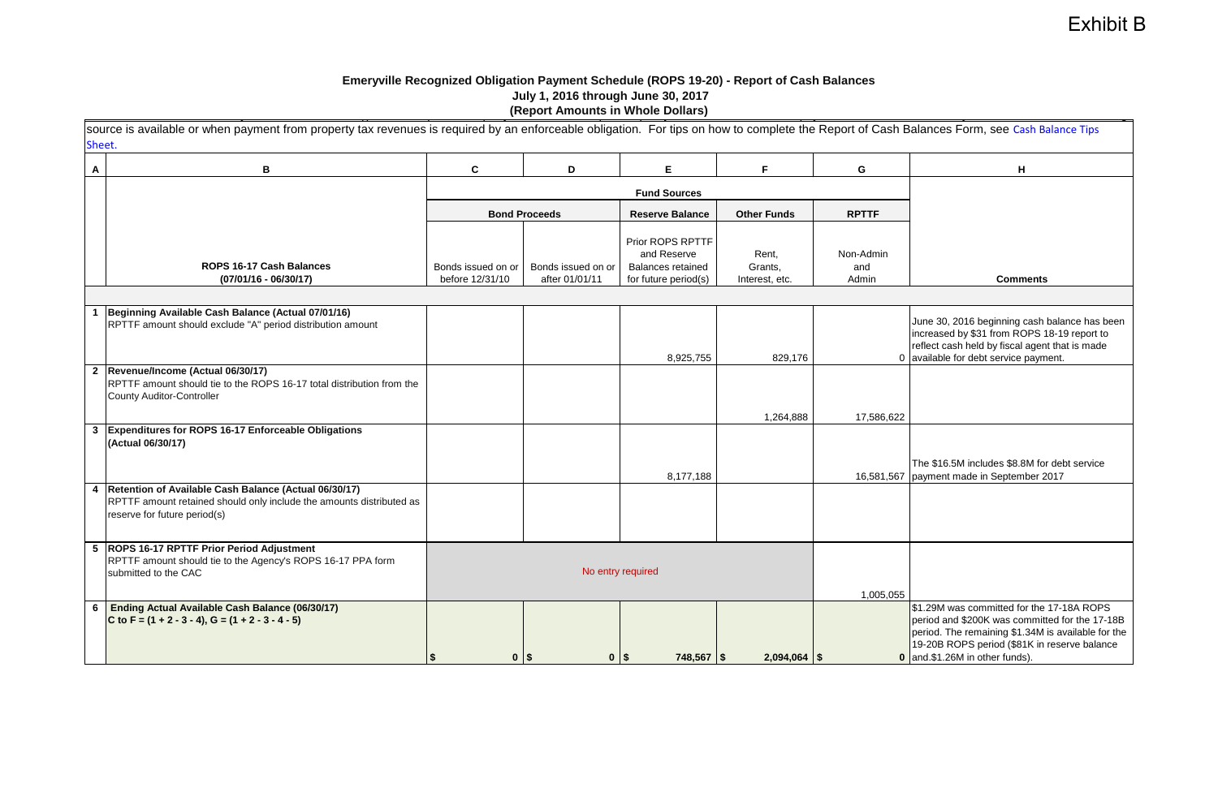Exhibit B

# Emeryville Recognized Obligation Payment Schedule (ROPS 19-20) - Report of Cash Balances

**July 1, 2016 through June 30, 2017**

**(Report Amounts in Whole Dollars)**

source is available or when payment from property tax revenues is required by an enforceable obligation. For tips on how to complete the Report of Cash Balances Form, see Cash Balance Tips Sheet.

| A | B | C | D | E | F | G | H |
|---|---|---|---|---|---|---|---|
| | | **Fund Sources** | | | | | |
| | | **Bond Proceeds** | | **Reserve Balance** | **Other Funds** | **RPTTF** | |
| | **ROPS 16-17 Cash Balances (07/01/16 - 06/30/17)** | Bonds issued on or before 12/31/10 | Bonds issued on or after 01/01/11 | Prior ROPS RPTTF and Reserve Balances retained for future period(s) | Rent, Grants, Interest, etc. | Non-Admin and Admin | **Comments** |
| 1 | **Beginning Available Cash Balance (Actual 07/01/16)** RPTTF amount should exclude "A" period distribution amount | | | 8,925,755 | 829,176 | 0 | June 30, 2016 beginning cash balance has been increased by $31 from ROPS 18-19 report to reflect cash held by fiscal agent that is made available for debt service payment. |
| 2 | **Revenue/Income (Actual 06/30/17)** RPTTF amount should tie to the ROPS 16-17 total distribution from the County Auditor-Controller | | | | 1,264,888 | 17,586,622 | |
| 3 | **Expenditures for ROPS 16-17 Enforceable Obligations (Actual 06/30/17)** | | | 8,177,188 | | 16,581,567 | The $16.5M includes $8.8M for debt service payment made in September 2017 |
| 4 | **Retention of Available Cash Balance (Actual 06/30/17)** RPTTF amount retained should only include the amounts distributed as reserve for future period(s) | | | | | | |
| 5 | **ROPS 16-17 RPTTF Prior Period Adjustment** RPTTF amount should tie to the Agency's ROPS 16-17 PPA form submitted to the CAC | No entry required | | | | 1,005,055 | |
| 6 | **Ending Actual Available Cash Balance (06/30/17)** **C to F = (1 + 2 - 3 - 4), G = (1 + 2 - 3 - 4 - 5)** | **$ 0** | **$ 0** | **$ 748,567** | **$ 2,094,064** | **$ 0** | $1.29M was committed for the 17-18A ROPS period and $200K was committed for the 17-18B period. The remaining $1.34M is available for the 19-20B ROPS period ($81K in reserve balance and.$1.26M in other funds). |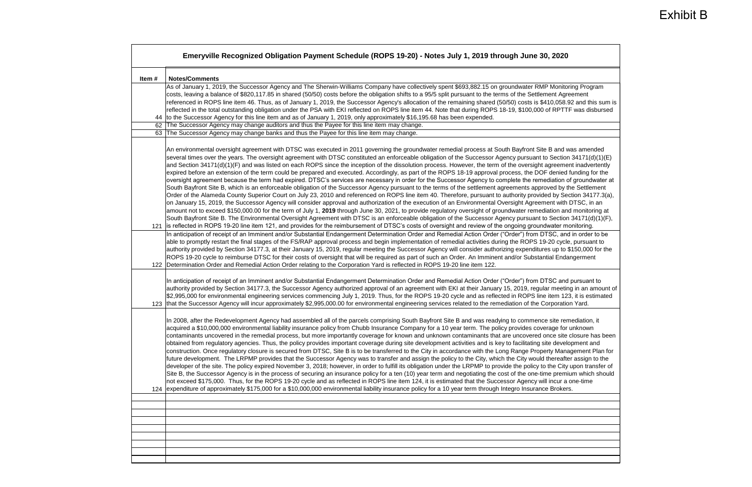Exhibit B

| Emeryville Recognized Obligation Payment Schedule (ROPS 19-20) - Notes July 1, 2019 through June 30, 2020 | |
|---|---|
| **Item #** | **Notes/Comments** |
| 44 | As of January 1, 2019, the Successor Agency and The Sherwin-Williams Company have collectively spent $693,882.15 on groundwater RMP Monitoring Program costs, leaving a balance of $820,117.85 in shared (50/50) costs before the obligation shifts to a 95/5 split pursuant to the terms of the Settlement Agreement referenced in ROPS line item 46. Thus, as of January 1, 2019, the Successor Agency's allocation of the remaining shared (50/50) costs is $410,058.92 and this sum is reflected in the total outstanding obligation under the PSA with EKI reflected on ROPS line item 44. Note that during ROPS 18-19, $100,000 of RPTTF was disbursed to the Successor Agency for this line item and as of January 1, 2019, only approximately $16,195.68 has been expended. |
| 62 | The Successor Agency may change auditors and thus the Payee for this line item may change. |
| 63 | The Successor Agency may change banks and thus the Payee for this line item may change. |
| 121 | An environmental oversight agreement with DTSC was executed in 2011 governing the groundwater remedial process at South Bayfront Site B and was amended several times over the years. The oversight agreement with DTSC constituted an enforceable obligation of the Successor Agency pursuant to Section 34171(d)(1)(E) and Section 34171(d)(1)(F) and was listed on each ROPS since the inception of the dissolution process. However, the term of the oversight agreement inadvertently expired before an extension of the term could be prepared and executed. Accordingly, as part of the ROPS 18-19 approval process, the DOF denied funding for the oversight agreement because the term had expired. DTSC's services are necessary in order for the Successor Agency to complete the remediation of groundwater at South Bayfront Site B, which is an enforceable obligation of the Successor Agency pursuant to the terms of the settlement agreements approved by the Settlement Order of the Alameda County Superior Court on July 23, 2010 and referenced on ROPS line item 40. Therefore, pursuant to authority provided by Section 34177.3(a), on January 15, 2019, the Successor Agency will consider approval and authorization of the execution of an Environmental Oversight Agreement with DTSC, in an amount not to exceed $150,000.00 for the term of July 1, **2019** through June 30, 2021, to provide regulatory oversight of groundwater remediation and monitoring at South Bayfront Site B. The Environmental Oversight Agreement with DTSC is an enforceable obligation of the Successor Agency pursuant to Section 34171(d)(1)(F), is reflected in ROPS 19-20 line item 121, and provides for the reimbursement of DTSC's costs of oversight and review of the ongoing groundwater monitoring. |
| 122 | In anticipation of receipt of an Imminent and/or Substantial Endangerment Determination Order and Remedial Action Order ("Order") from DTSC, and in order to be able to promptly restart the final stages of the FS/RAP approval process and begin implementation of remedial activities during the ROPS 19-20 cycle, pursuant to authority provided by Section 34177.3, at their January 15, 2019, regular meeting the Successor Agency will consider authorizing expenditures up to $150,000 for the ROPS 19-20 cycle to reimburse DTSC for their costs of oversight that will be required as part of such an Order. An Imminent and/or Substantial Endangerment Determination Order and Remedial Action Order relating to the Corporation Yard is reflected in ROPS 19-20 line item 122. |
| 123 | In anticipation of receipt of an Imminent and/or Substantial Endangerment Determination Order and Remedial Action Order ("Order") from DTSC and pursuant to authority provided by Section 34177.3, the Successor Agency authorized approval of an agreement with EKI at their January 15, 2019, regular meeting in an amount of $2,995,000 for environmental engineering services commencing July 1, 2019. Thus, for the ROPS 19-20 cycle and as reflected in ROPS line item 123, it is estimated that the Successor Agency will incur approximately $2,995,000.00 for environmental engineering services related to the remediation of the Corporation Yard. |
| 124 | In 2008, after the Redevelopment Agency had assembled all of the parcels comprising South Bayfront Site B and was readying to commence site remediation, it acquired a $10,000,000 environmental liability insurance policy from Chubb Insurance Company for a 10 year term. The policy provides coverage for unknown contaminants uncovered in the remedial process, but more importantly coverage for known and unknown contaminants that are uncovered once site closure has been obtained from regulatory agencies. Thus, the policy provides important coverage during site development activities and is key to facilitating site development and construction. Once regulatory closure is secured from DTSC, Site B is to be transferred to the City in accordance with the Long Range Property Management Plan for future development. The LRPMP provides that the Successor Agency was to transfer and assign the policy to the City, which the City would thereafter assign to the developer of the site. The policy expired November 3, 2018; however, in order to fulfill its obligation under the LRPMP to provide the policy to the City upon transfer of Site B, the Successor Agency is in the process of securing an insurance policy for a ten (10) year term and negotiating the cost of the one-time premium which should not exceed $175,000. Thus, for the ROPS 19-20 cycle and as reflected in ROPS line item 124, it is estimated that the Successor Agency will incur a one-time expenditure of approximately $175,000 for a $10,000,000 environmental liability insurance policy for a 10 year term through Integro Insurance Brokers. |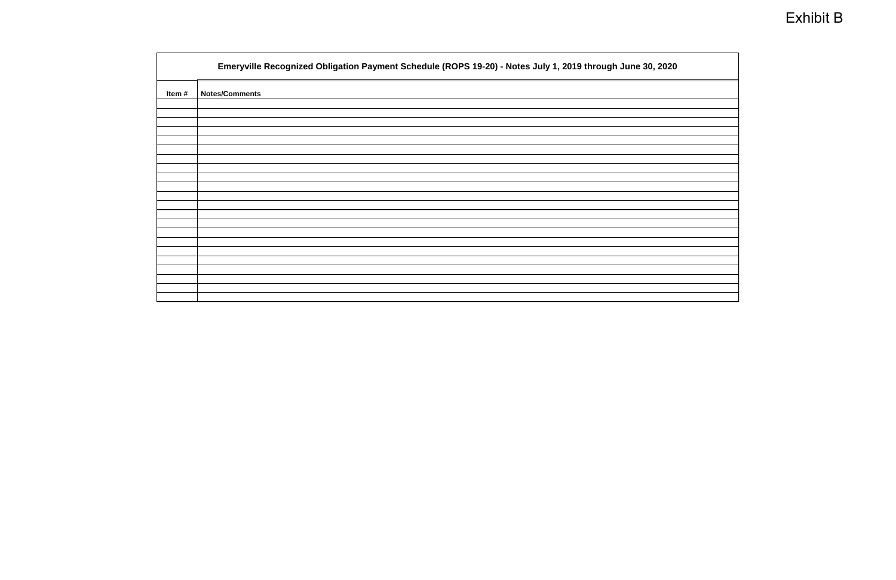Exhibit B

| Emeryville Recognized Obligation Payment Schedule (ROPS 19-20) - Notes July 1, 2019 through June 30, 2020 | |
|---|---|
| Item # | Notes/Comments |
| | |
| | |
| | |
| | |
| | |
| | |
| | |
| | |
| | |
| | |
| | |
| | |
| | |
| | |
| | |
| | |
| | |
| | |
| | |
| | |
| | |